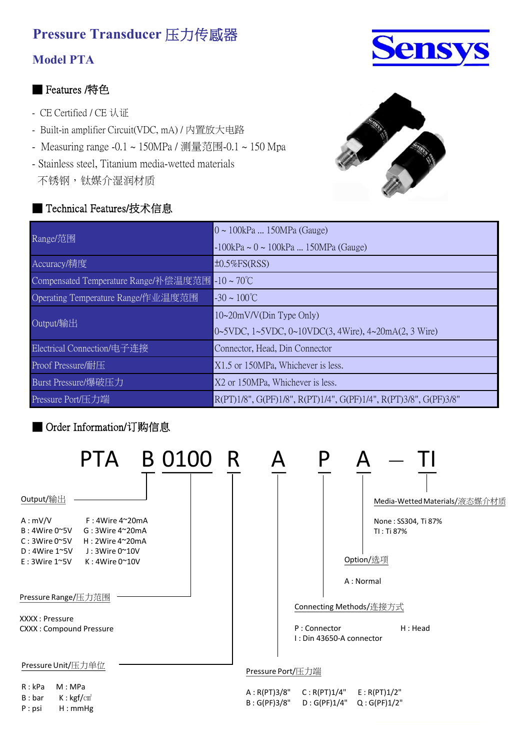# Pressure Transducer 压力传感器

## Model PTA

Sensys

### Features /特色

- CE Certified / CE 认证
- Built-in amplifier Circuit(VDC, mA) / 内置放大电路
- Measuring range -0.1 ~ 150MPa / 测量范围-0.1 ~ 150 Mpa
- Stainless steel, Titanium media-wetted materials 不锈钢，钛媒介湿润材质

### Technical Features/技术信息

| Item | Specification |
|---|---|
| Range/范围 | 0 ~ 100kPa ... 150MPa (Gauge)<br>-100kPa ~ 0 ~ 100kPa ... 150MPa (Gauge) |
| Accuracy/精度 | ±0.5%FS(RSS) |
| Compensated Temperature Range/补偿温度范围 | -10 ~ 70℃ |
| Operating Temperature Range/作业温度范围 | -30 ~ 100℃ |
| Output/输出 | 10~20mV/V(Din Type Only)<br>0~5VDC, 1~5VDC, 0~10VDC(3, 4Wire), 4~20mA(2, 3 Wire) |
| Electrical Connection/电子连接 | Connector, Head, Din Connector |
| Proof Pressure/耐压 | X1.5 or 150MPa, Whichever is less. |
| Burst Pressure/爆破压力 | X2 or 150MPa, Whichever is less. |
| Pressure Port/压力端 | R(PT)1/8", G(PF)1/8", R(PT)1/4", G(PF)1/4", R(PT)3/8", G(PF)3/8" |

### Order Information/订购信息

**PTA B 0100 R A P A – TI**

**Output/输出**

- A : mV/V
- B : 4Wire 0~5V
- C : 3Wire 0~5V
- D : 4Wire 1~5V
- E : 3Wire 1~5V
- F : 4Wire 4~20mA
- G : 3Wire 4~20mA
- H : 2Wire 4~20mA
- J : 3Wire 0~10V
- K : 4Wire 0~10V

**Pressure Range/压力范围**

- XXXX : Pressure
- CXXX : Compound Pressure

**Pressure Unit/压力单位**

- R : kPa
- B : bar
- P : psi
- M : MPa
- K : kgf/㎠
- H : mmHg

**Pressure Port/压力端**

- A : R(PT)3/8"
- B : G(PF)3/8"
- C : R(PT)1/4"
- D : G(PF)1/4"
- E : R(PT)1/2"
- Q : G(PF)1/2"

**Connecting Methods/连接方式**

- P : Connector
- H : Head
- I : Din 43650-A connector

**Option/选项**

- A : Normal

**Media-Wetted Materials/液态媒介材质**

- None : SS304, Ti 87%
- TI : Ti 87%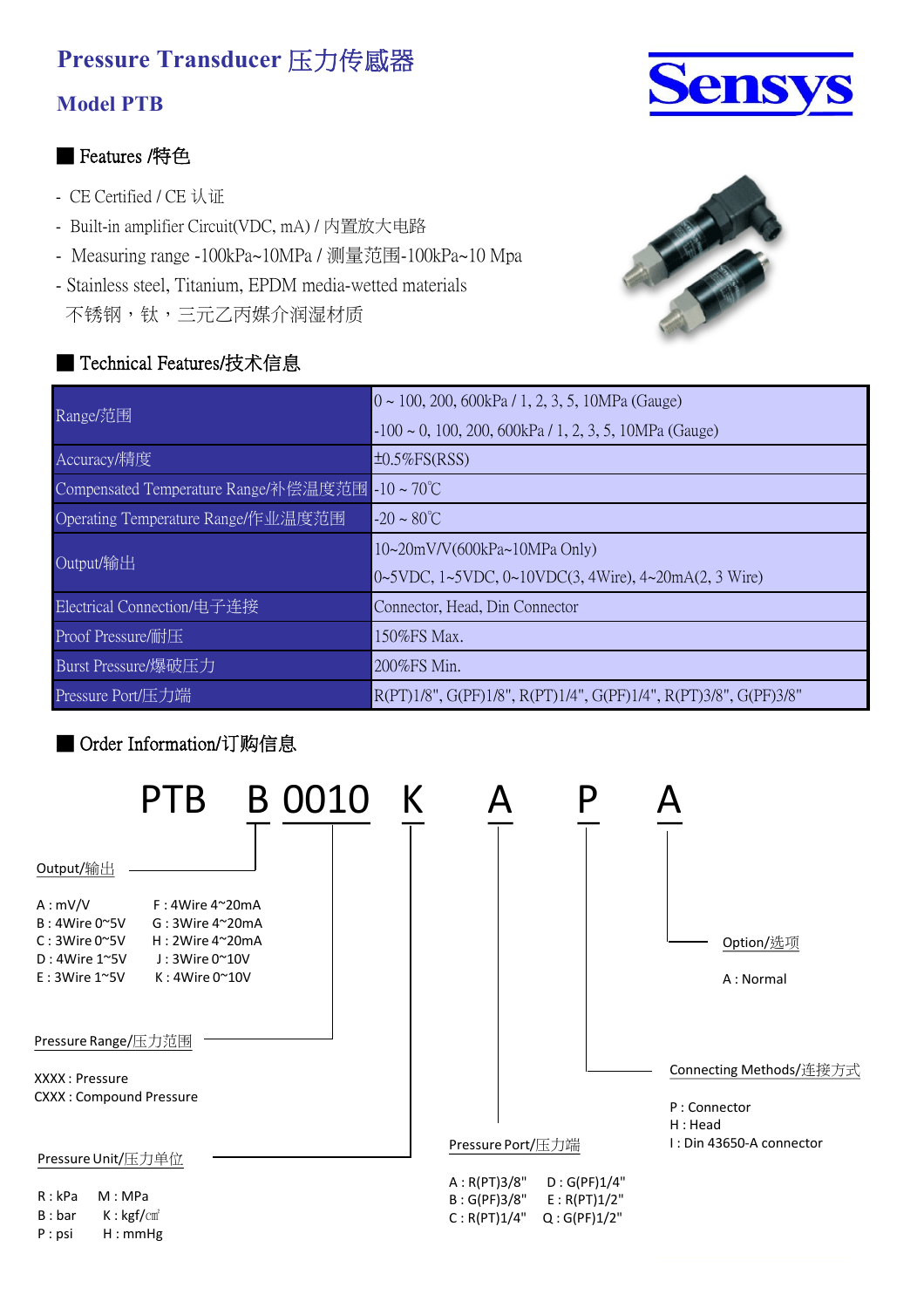# Pressure Transducer 压力传感器

## Model PTB

Sensys

### ■ Features /特色

- CE Certified / CE 认证
- Built-in amplifier Circuit(VDC, mA) / 内置放大电路
- Measuring range -100kPa~10MPa / 测量范围-100kPa~10 Mpa
- Stainless steel, Titanium, EPDM media-wetted materials
  不锈钢，钛，三元乙丙媒介润湿材质

### ■ Technical Features/技术信息

| | |
|---|---|
| Range/范围 | 0 ~ 100, 200, 600kPa / 1, 2, 3, 5, 10MPa (Gauge)<br>-100 ~ 0, 100, 200, 600kPa / 1, 2, 3, 5, 10MPa (Gauge) |
| Accuracy/精度 | ±0.5%FS(RSS) |
| Compensated Temperature Range/补偿温度范围 | -10 ~ 70℃ |
| Operating Temperature Range/作业温度范围 | -20 ~ 80℃ |
| Output/输出 | 10~20mV/V(600kPa~10MPa Only)<br>0~5VDC, 1~5VDC, 0~10VDC(3, 4Wire), 4~20mA(2, 3 Wire) |
| Electrical Connection/电子连接 | Connector, Head, Din Connector |
| Proof Pressure/耐压 | 150%FS Max. |
| Burst Pressure/爆破压力 | 200%FS Min. |
| Pressure Port/压力端 | R(PT)1/8", G(PF)1/8", R(PT)1/4", G(PF)1/4", R(PT)3/8", G(PF)3/8" |

### ■ Order Information/订购信息

**PTB B 0010 K A P A**

**Output/输出**

| | |
|---|---|
| A : mV/V | F : 4Wire 4~20mA |
| B : 4Wire 0~5V | G : 3Wire 4~20mA |
| C : 3Wire 0~5V | H : 2Wire 4~20mA |
| D : 4Wire 1~5V | J : 3Wire 0~10V |
| E : 3Wire 1~5V | K : 4Wire 0~10V |

**Pressure Range/压力范围**

XXXX : Pressure
CXXX : Compound Pressure

**Pressure Unit/压力单位**

| | |
|---|---|
| R : kPa | M : MPa |
| B : bar | K : kgf/㎠ |
| P : psi | H : mmHg |

**Pressure Port/压力端**

| | |
|---|---|
| A : R(PT)3/8" | D : G(PF)1/4" |
| B : G(PF)3/8" | E : R(PT)1/2" |
| C : R(PT)1/4" | Q : G(PF)1/2" |

**Connecting Methods/连接方式**

P : Connector
H : Head
I : Din 43650-A connector

**Option/选项**

A : Normal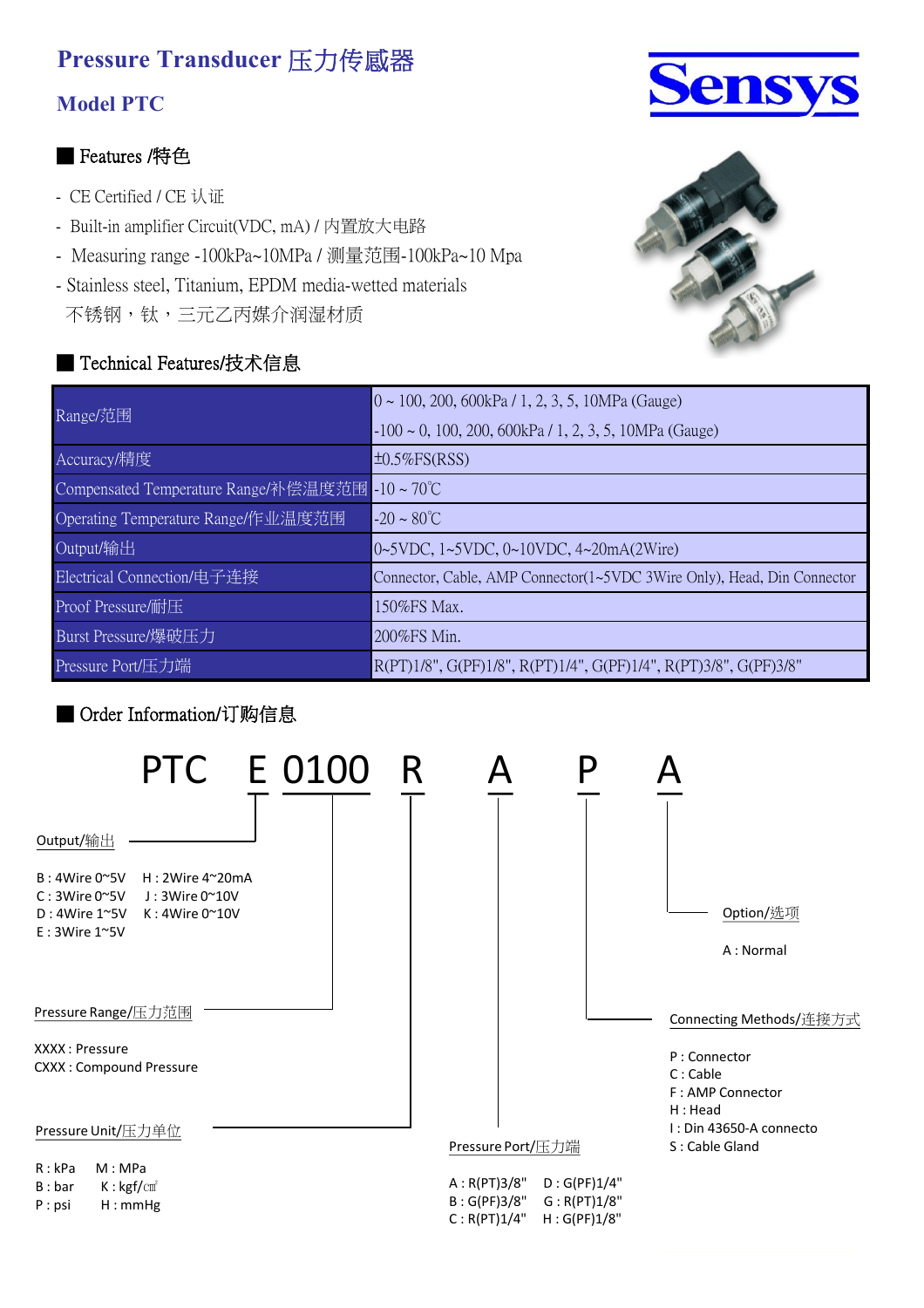# Pressure Transducer 压力传感器

## Model PTC

Sensys

### Features /特色

- CE Certified / CE 认证
- Built-in amplifier Circuit(VDC, mA) / 内置放大电路
- Measuring range -100kPa~10MPa / 测量范围-100kPa~10 Mpa
- Stainless steel, Titanium, EPDM media-wetted materials
  不锈钢，钛，三元乙丙媒介润湿材质

### Technical Features/技术信息

| | |
|---|---|
| Range/范围 | 0 ~ 100, 200, 600kPa / 1, 2, 3, 5, 10MPa (Gauge) |
| | -100 ~ 0, 100, 200, 600kPa / 1, 2, 3, 5, 10MPa (Gauge) |
| Accuracy/精度 | ±0.5%FS(RSS) |
| Compensated Temperature Range/补偿温度范围 | -10 ~ 70℃ |
| Operating Temperature Range/作业温度范围 | -20 ~ 80℃ |
| Output/输出 | 0~5VDC, 1~5VDC, 0~10VDC, 4~20mA(2Wire) |
| Electrical Connection/电子连接 | Connector, Cable, AMP Connector(1~5VDC 3Wire Only), Head, Din Connector |
| Proof Pressure/耐压 | 150%FS Max. |
| Burst Pressure/爆破压力 | 200%FS Min. |
| Pressure Port/压力端 | R(PT)1/8", G(PF)1/8", R(PT)1/4", G(PF)1/4", R(PT)3/8", G(PF)3/8" |

### Order Information/订购信息

**PTC E 0100 R A P A**

**Output/输出**

- B : 4Wire 0~5V
- C : 3Wire 0~5V
- D : 4Wire 1~5V
- E : 3Wire 1~5V
- H : 2Wire 4~20mA
- J : 3Wire 0~10V
- K : 4Wire 0~10V

**Pressure Range/压力范围**

- XXXX : Pressure
- CXXX : Compound Pressure

**Pressure Unit/压力单位**

- R : kPa
- B : bar
- P : psi
- M : MPa
- K : kgf/㎠
- H : mmHg

**Pressure Port/压力端**

- A : R(PT)3/8"
- B : G(PF)3/8"
- C : R(PT)1/4"
- D : G(PF)1/4"
- G : R(PT)1/8"
- H : G(PF)1/8"

**Connecting Methods/连接方式**

- P : Connector
- C : Cable
- F : AMP Connector
- H : Head
- I : Din 43650-A connecto
- S : Cable Gland

**Option/选项**

- A : Normal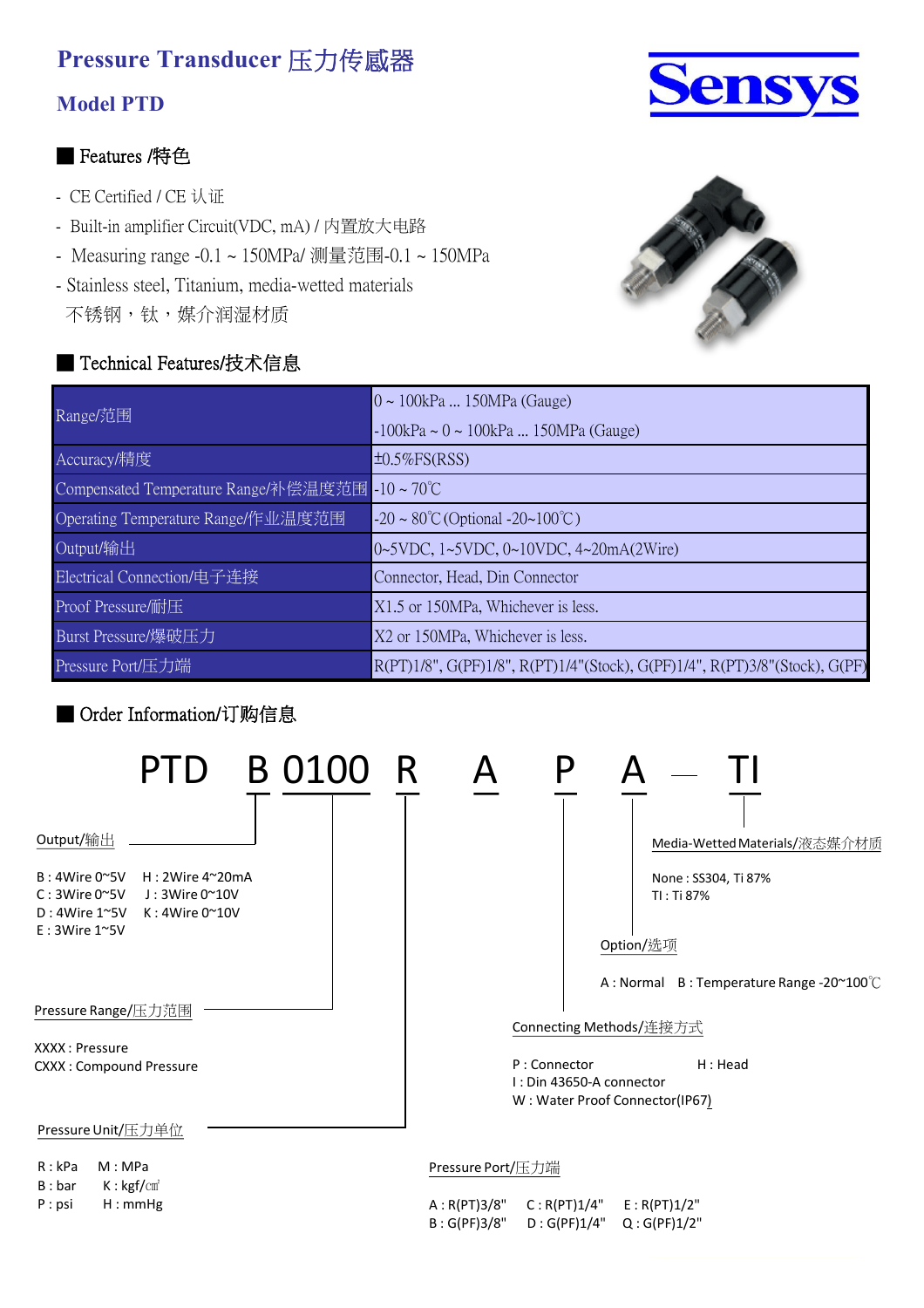# Pressure Transducer 压力传感器

## Model PTD

Sensys

### ■ Features /特色

- CE Certified / CE 认证
- Built-in amplifier Circuit(VDC, mA) / 内置放大电路
- Measuring range -0.1 ~ 150MPa/ 测量范围-0.1 ~ 150MPa
- Stainless steel, Titanium, media-wetted materials
  不锈钢，钛，媒介润湿材质

### ■ Technical Features/技术信息

| | |
|---|---|
| Range/范围 | 0 ~ 100kPa ... 150MPa (Gauge)<br>-100kPa ~ 0 ~ 100kPa ... 150MPa (Gauge) |
| Accuracy/精度 | ±0.5%FS(RSS) |
| Compensated Temperature Range/补偿温度范围 | -10 ~ 70℃ |
| Operating Temperature Range/作业温度范围 | -20 ~ 80℃ (Optional -20~100℃) |
| Output/输出 | 0~5VDC, 1~5VDC, 0~10VDC, 4~20mA(2Wire) |
| Electrical Connection/电子连接 | Connector, Head, Din Connector |
| Proof Pressure/耐压 | X1.5 or 150MPa, Whichever is less. |
| Burst Pressure/爆破压力 | X2 or 150MPa, Whichever is less. |
| Pressure Port/压力端 | R(PT)1/8", G(PF)1/8", R(PT)1/4"(Stock), G(PF)1/4", R(PT)3/8"(Stock), G(PF) |

### ■ Order Information/订购信息

**PTD B 0100 R A P A — TI**

**Output/输出**

- B : 4Wire 0~5V
- C : 3Wire 0~5V
- D : 4Wire 1~5V
- E : 3Wire 1~5V
- H : 2Wire 4~20mA
- J : 3Wire 0~10V
- K : 4Wire 0~10V

**Pressure Range/压力范围**

- XXXX : Pressure
- CXXX : Compound Pressure

**Pressure Unit/压力单位**

- R : kPa
- B : bar
- P : psi
- M : MPa
- K : kgf/㎠
- H : mmHg

**Pressure Port/压力端**

- A : R(PT)3/8"
- B : G(PF)3/8"
- C : R(PT)1/4"
- D : G(PF)1/4"
- E : R(PT)1/2"
- Q : G(PF)1/2"

**Connecting Methods/连接方式**

- P : Connector
- H : Head
- I : Din 43650-A connector
- W : Water Proof Connector(IP67)

**Option/选项**

- A : Normal
- B : Temperature Range -20~100℃

**Media-Wetted Materials/液态媒介材质**

- None : SS304, Ti 87%
- TI : Ti 87%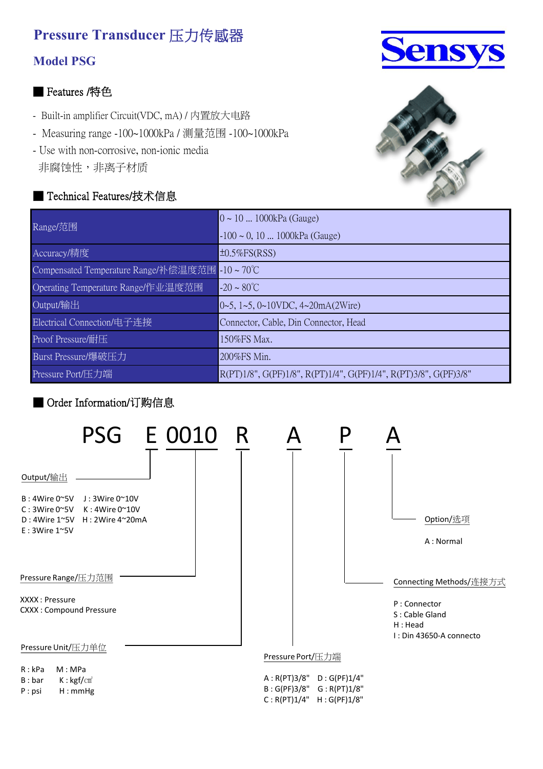# Pressure Transducer 压力传感器

## Model PSG

Sensys

### ■ Features /特色

- Built-in amplifier Circuit(VDC, mA) / 内置放大电路
- Measuring range -100~1000kPa / 测量范围 -100~1000kPa
- Use with non-corrosive, non-ionic media
  非腐蚀性，非离子材质

### ■ Technical Features/技术信息

| | |
|---|---|
| Range/范围 | 0 ~ 10 ... 1000kPa (Gauge) |
| | -100 ~ 0, 10 ... 1000kPa (Gauge) |
| Accuracy/精度 | ±0.5%FS(RSS) |
| Compensated Temperature Range/补偿温度范围 | -10 ~ 70℃ |
| Operating Temperature Range/作业温度范围 | -20 ~ 80℃ |
| Output/输出 | 0~5, 1~5, 0~10VDC, 4~20mA(2Wire) |
| Electrical Connection/电子连接 | Connector, Cable, Din Connector, Head |
| Proof Pressure/耐压 | 150%FS Max. |
| Burst Pressure/爆破压力 | 200%FS Min. |
| Pressure Port/压力端 | R(PT)1/8", G(PF)1/8", R(PT)1/4", G(PF)1/4", R(PT)3/8", G(PF)3/8" |

### ■ Order Information/订购信息

PSG E 0010 R A P A

**Output/输出**

B : 4Wire 0~5V    J : 3Wire 0~10V
C : 3Wire 0~5V    K : 4Wire 0~10V
D : 4Wire 1~5V    H : 2Wire 4~20mA
E : 3Wire 1~5V

**Pressure Range/压力范围**

XXXX : Pressure
CXXX : Compound Pressure

**Pressure Unit/压力单位**

R : kPa    M : MPa
B : bar    K : kgf/㎠
P : psi    H : mmHg

**Pressure Port/压力端**

A : R(PT)3/8"    D : G(PF)1/4"
B : G(PF)3/8"    G : R(PT)1/8"
C : R(PT)1/4"    H : G(PF)1/8"

**Connecting Methods/连接方式**

P : Connector
S : Cable Gland
H : Head
I : Din 43650-A connecto

**Option/选项**

A : Normal